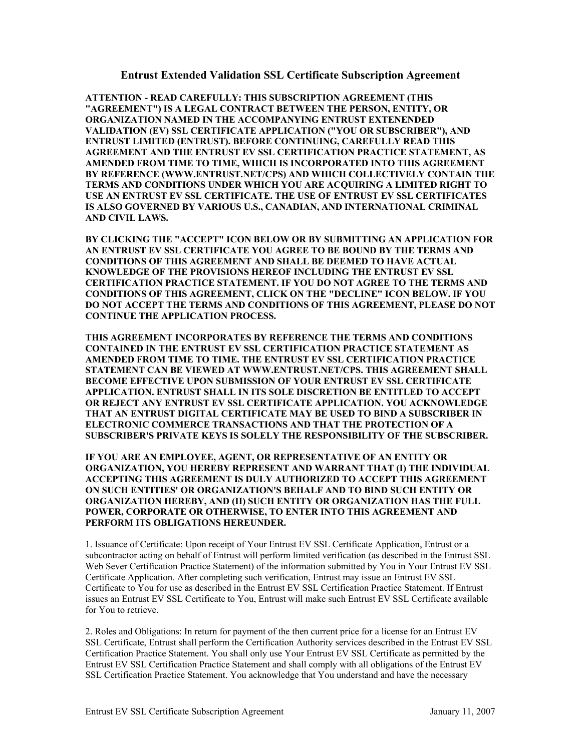# Entrust Extended Validation SSL Certificate Subscription Agreement

**ATTENTION - READ CAREFULLY: THIS SUBSCRIPTION AGREEMENT (THIS "AGREEMENT") IS A LEGAL CONTRACT BETWEEN THE PERSON, ENTITY, OR ORGANIZATION NAMED IN THE ACCOMPANYING ENTRUST EXTENENDED VALIDATION (EV) SSL CERTIFICATE APPLICATION ("YOU OR SUBSCRIBER"), AND ENTRUST LIMITED (ENTRUST). BEFORE CONTINUING, CAREFULLY READ THIS AGREEMENT AND THE ENTRUST EV SSL CERTIFICATION PRACTICE STATEMENT, AS AMENDED FROM TIME TO TIME, WHICH IS INCORPORATED INTO THIS AGREEMENT BY REFERENCE (WWW.ENTRUST.NET/CPS) AND WHICH COLLECTIVELY CONTAIN THE TERMS AND CONDITIONS UNDER WHICH YOU ARE ACQUIRING A LIMITED RIGHT TO USE AN ENTRUST EV SSL CERTIFICATE. THE USE OF ENTRUST EV SSL CERTIFICATES IS ALSO GOVERNED BY VARIOUS U.S., CANADIAN, AND INTERNATIONAL CRIMINAL AND CIVIL LAWS.**

**BY CLICKING THE "ACCEPT" ICON BELOW OR BY SUBMITTING AN APPLICATION FOR AN ENTRUST EV SSL CERTIFICATE YOU AGREE TO BE BOUND BY THE TERMS AND CONDITIONS OF THIS AGREEMENT AND SHALL BE DEEMED TO HAVE ACTUAL KNOWLEDGE OF THE PROVISIONS HEREOF INCLUDING THE ENTRUST EV SSL CERTIFICATION PRACTICE STATEMENT. IF YOU DO NOT AGREE TO THE TERMS AND CONDITIONS OF THIS AGREEMENT, CLICK ON THE "DECLINE" ICON BELOW. IF YOU DO NOT ACCEPT THE TERMS AND CONDITIONS OF THIS AGREEMENT, PLEASE DO NOT CONTINUE THE APPLICATION PROCESS.**

**THIS AGREEMENT INCORPORATES BY REFERENCE THE TERMS AND CONDITIONS CONTAINED IN THE ENTRUST EV SSL CERTIFICATION PRACTICE STATEMENT AS AMENDED FROM TIME TO TIME. THE ENTRUST EV SSL CERTIFICATION PRACTICE STATEMENT CAN BE VIEWED AT WWW.ENTRUST.NET/CPS. THIS AGREEMENT SHALL BECOME EFFECTIVE UPON SUBMISSION OF YOUR ENTRUST EV SSL CERTIFICATE APPLICATION. ENTRUST SHALL IN ITS SOLE DISCRETION BE ENTITLED TO ACCEPT OR REJECT ANY ENTRUST EV SSL CERTIFICATE APPLICATION. YOU ACKNOWLEDGE THAT AN ENTRUST DIGITAL CERTIFICATE MAY BE USED TO BIND A SUBSCRIBER IN ELECTRONIC COMMERCE TRANSACTIONS AND THAT THE PROTECTION OF A SUBSCRIBER'S PRIVATE KEYS IS SOLELY THE RESPONSIBILITY OF THE SUBSCRIBER.**

**IF YOU ARE AN EMPLOYEE, AGENT, OR REPRESENTATIVE OF AN ENTITY OR ORGANIZATION, YOU HEREBY REPRESENT AND WARRANT THAT (I) THE INDIVIDUAL ACCEPTING THIS AGREEMENT IS DULY AUTHORIZED TO ACCEPT THIS AGREEMENT ON SUCH ENTITIES' OR ORGANIZATION'S BEHALF AND TO BIND SUCH ENTITY OR ORGANIZATION HEREBY, AND (II) SUCH ENTITY OR ORGANIZATION HAS THE FULL POWER, CORPORATE OR OTHERWISE, TO ENTER INTO THIS AGREEMENT AND PERFORM ITS OBLIGATIONS HEREUNDER.**

1. Issuance of Certificate: Upon receipt of Your Entrust EV SSL Certificate Application, Entrust or a subcontractor acting on behalf of Entrust will perform limited verification (as described in the Entrust SSL Web Sever Certification Practice Statement) of the information submitted by You in Your Entrust EV SSL Certificate Application. After completing such verification, Entrust may issue an Entrust EV SSL Certificate to You for use as described in the Entrust EV SSL Certification Practice Statement. If Entrust issues an Entrust EV SSL Certificate to You, Entrust will make such Entrust EV SSL Certificate available for You to retrieve.

2. Roles and Obligations: In return for payment of the then current price for a license for an Entrust EV SSL Certificate, Entrust shall perform the Certification Authority services described in the Entrust EV SSL Certification Practice Statement. You shall only use Your Entrust EV SSL Certificate as permitted by the Entrust EV SSL Certification Practice Statement and shall comply with all obligations of the Entrust EV SSL Certification Practice Statement. You acknowledge that You understand and have the necessary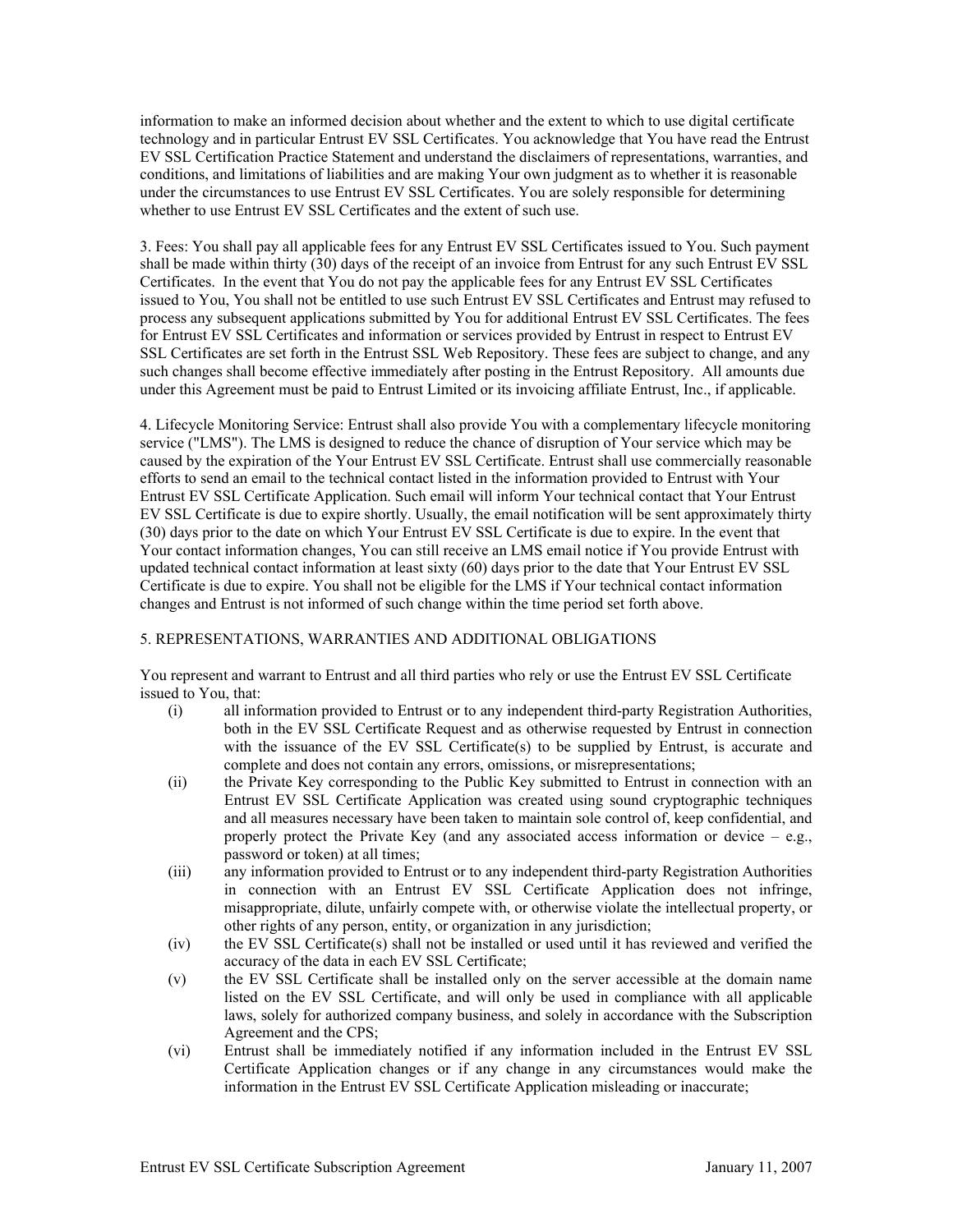information to make an informed decision about whether and the extent to which to use digital certificate technology and in particular Entrust EV SSL Certificates. You acknowledge that You have read the Entrust EV SSL Certification Practice Statement and understand the disclaimers of representations, warranties, and conditions, and limitations of liabilities and are making Your own judgment as to whether it is reasonable under the circumstances to use Entrust EV SSL Certificates. You are solely responsible for determining whether to use Entrust EV SSL Certificates and the extent of such use.

3. Fees: You shall pay all applicable fees for any Entrust EV SSL Certificates issued to You. Such payment shall be made within thirty (30) days of the receipt of an invoice from Entrust for any such Entrust EV SSL Certificates. In the event that You do not pay the applicable fees for any Entrust EV SSL Certificates issued to You, You shall not be entitled to use such Entrust EV SSL Certificates and Entrust may refused to process any subsequent applications submitted by You for additional Entrust EV SSL Certificates. The fees for Entrust EV SSL Certificates and information or services provided by Entrust in respect to Entrust EV SSL Certificates are set forth in the Entrust SSL Web Repository. These fees are subject to change, and any such changes shall become effective immediately after posting in the Entrust Repository. All amounts due under this Agreement must be paid to Entrust Limited or its invoicing affiliate Entrust, Inc., if applicable.

4. Lifecycle Monitoring Service: Entrust shall also provide You with a complementary lifecycle monitoring service ("LMS"). The LMS is designed to reduce the chance of disruption of Your service which may be caused by the expiration of the Your Entrust EV SSL Certificate. Entrust shall use commercially reasonable efforts to send an email to the technical contact listed in the information provided to Entrust with Your Entrust EV SSL Certificate Application. Such email will inform Your technical contact that Your Entrust EV SSL Certificate is due to expire shortly. Usually, the email notification will be sent approximately thirty (30) days prior to the date on which Your Entrust EV SSL Certificate is due to expire. In the event that Your contact information changes, You can still receive an LMS email notice if You provide Entrust with updated technical contact information at least sixty (60) days prior to the date that Your Entrust EV SSL Certificate is due to expire. You shall not be eligible for the LMS if Your technical contact information changes and Entrust is not informed of such change within the time period set forth above.

5. REPRESENTATIONS, WARRANTIES AND ADDITIONAL OBLIGATIONS

You represent and warrant to Entrust and all third parties who rely or use the Entrust EV SSL Certificate issued to You, that:

(i) all information provided to Entrust or to any independent third-party Registration Authorities, both in the EV SSL Certificate Request and as otherwise requested by Entrust in connection with the issuance of the EV SSL Certificate(s) to be supplied by Entrust, is accurate and complete and does not contain any errors, omissions, or misrepresentations;

(ii) the Private Key corresponding to the Public Key submitted to Entrust in connection with an Entrust EV SSL Certificate Application was created using sound cryptographic techniques and all measures necessary have been taken to maintain sole control of, keep confidential, and properly protect the Private Key (and any associated access information or device – e.g., password or token) at all times;

(iii) any information provided to Entrust or to any independent third-party Registration Authorities in connection with an Entrust EV SSL Certificate Application does not infringe, misappropriate, dilute, unfairly compete with, or otherwise violate the intellectual property, or other rights of any person, entity, or organization in any jurisdiction;

(iv) the EV SSL Certificate(s) shall not be installed or used until it has reviewed and verified the accuracy of the data in each EV SSL Certificate;

(v) the EV SSL Certificate shall be installed only on the server accessible at the domain name listed on the EV SSL Certificate, and will only be used in compliance with all applicable laws, solely for authorized company business, and solely in accordance with the Subscription Agreement and the CPS;

(vi) Entrust shall be immediately notified if any information included in the Entrust EV SSL Certificate Application changes or if any change in any circumstances would make the information in the Entrust EV SSL Certificate Application misleading or inaccurate;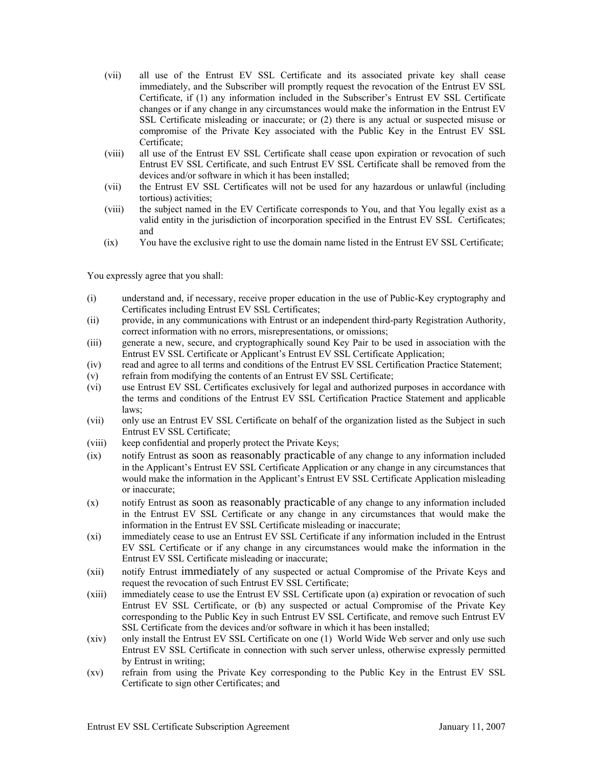(vii) all use of the Entrust EV SSL Certificate and its associated private key shall cease immediately, and the Subscriber will promptly request the revocation of the Entrust EV SSL Certificate, if (1) any information included in the Subscriber's Entrust EV SSL Certificate changes or if any change in any circumstances would make the information in the Entrust EV SSL Certificate misleading or inaccurate; or (2) there is any actual or suspected misuse or compromise of the Private Key associated with the Public Key in the Entrust EV SSL Certificate;

(viii) all use of the Entrust EV SSL Certificate shall cease upon expiration or revocation of such Entrust EV SSL Certificate, and such Entrust EV SSL Certificate shall be removed from the devices and/or software in which it has been installed;

(vii) the Entrust EV SSL Certificates will not be used for any hazardous or unlawful (including tortious) activities;

(viii) the subject named in the EV Certificate corresponds to You, and that You legally exist as a valid entity in the jurisdiction of incorporation specified in the Entrust EV SSL Certificates; and

(ix) You have the exclusive right to use the domain name listed in the Entrust EV SSL Certificate;

You expressly agree that you shall:

(i) understand and, if necessary, receive proper education in the use of Public-Key cryptography and Certificates including Entrust EV SSL Certificates;

(ii) provide, in any communications with Entrust or an independent third-party Registration Authority, correct information with no errors, misrepresentations, or omissions;

(iii) generate a new, secure, and cryptographically sound Key Pair to be used in association with the Entrust EV SSL Certificate or Applicant's Entrust EV SSL Certificate Application;

(iv) read and agree to all terms and conditions of the Entrust EV SSL Certification Practice Statement;

(v) refrain from modifying the contents of an Entrust EV SSL Certificate;

(vi) use Entrust EV SSL Certificates exclusively for legal and authorized purposes in accordance with the terms and conditions of the Entrust EV SSL Certification Practice Statement and applicable laws;

(vii) only use an Entrust EV SSL Certificate on behalf of the organization listed as the Subject in such Entrust EV SSL Certificate;

(viii) keep confidential and properly protect the Private Keys;

(ix) notify Entrust as soon as reasonably practicable of any change to any information included in the Applicant's Entrust EV SSL Certificate Application or any change in any circumstances that would make the information in the Applicant's Entrust EV SSL Certificate Application misleading or inaccurate;

(x) notify Entrust as soon as reasonably practicable of any change to any information included in the Entrust EV SSL Certificate or any change in any circumstances that would make the information in the Entrust EV SSL Certificate misleading or inaccurate;

(xi) immediately cease to use an Entrust EV SSL Certificate if any information included in the Entrust EV SSL Certificate or if any change in any circumstances would make the information in the Entrust EV SSL Certificate misleading or inaccurate;

(xii) notify Entrust immediately of any suspected or actual Compromise of the Private Keys and request the revocation of such Entrust EV SSL Certificate;

(xiii) immediately cease to use the Entrust EV SSL Certificate upon (a) expiration or revocation of such Entrust EV SSL Certificate, or (b) any suspected or actual Compromise of the Private Key corresponding to the Public Key in such Entrust EV SSL Certificate, and remove such Entrust EV SSL Certificate from the devices and/or software in which it has been installed;

(xiv) only install the Entrust EV SSL Certificate on one (1) World Wide Web server and only use such Entrust EV SSL Certificate in connection with such server unless, otherwise expressly permitted by Entrust in writing;

(xv) refrain from using the Private Key corresponding to the Public Key in the Entrust EV SSL Certificate to sign other Certificates; and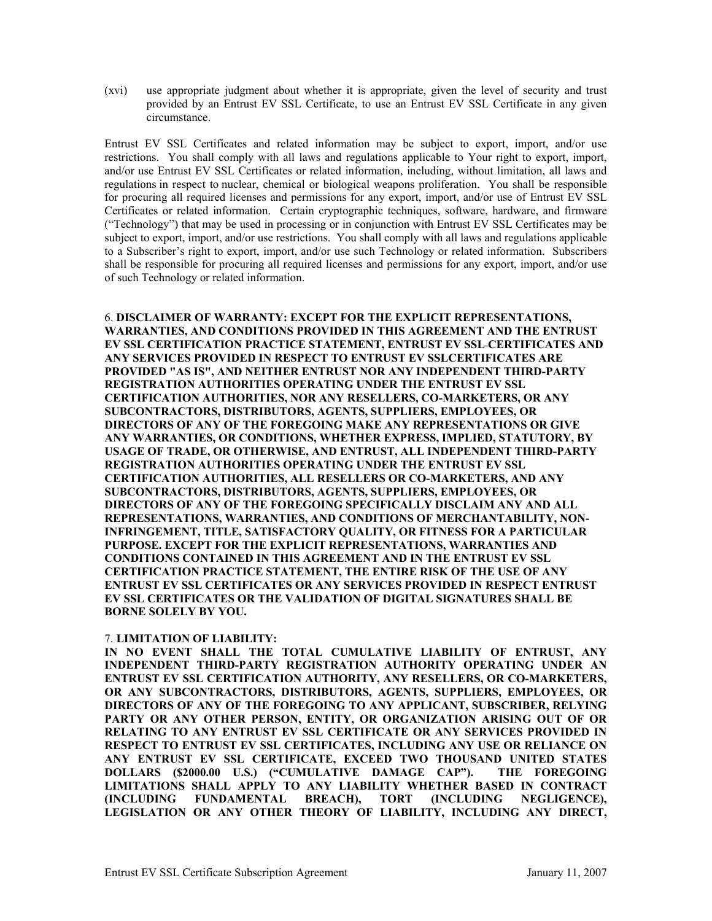(xvi) use appropriate judgment about whether it is appropriate, given the level of security and trust provided by an Entrust EV SSL Certificate, to use an Entrust EV SSL Certificate in any given circumstance.

Entrust EV SSL Certificates and related information may be subject to export, import, and/or use restrictions. You shall comply with all laws and regulations applicable to Your right to export, import, and/or use Entrust EV SSL Certificates or related information, including, without limitation, all laws and regulations in respect to nuclear, chemical or biological weapons proliferation. You shall be responsible for procuring all required licenses and permissions for any export, import, and/or use of Entrust EV SSL Certificates or related information. Certain cryptographic techniques, software, hardware, and firmware ("Technology") that may be used in processing or in conjunction with Entrust EV SSL Certificates may be subject to export, import, and/or use restrictions. You shall comply with all laws and regulations applicable to a Subscriber's right to export, import, and/or use such Technology or related information. Subscribers shall be responsible for procuring all required licenses and permissions for any export, import, and/or use of such Technology or related information.

6. **DISCLAIMER OF WARRANTY: EXCEPT FOR THE EXPLICIT REPRESENTATIONS, WARRANTIES, AND CONDITIONS PROVIDED IN THIS AGREEMENT AND THE ENTRUST EV SSL CERTIFICATION PRACTICE STATEMENT, ENTRUST EV SSL-CERTIFICATES AND ANY SERVICES PROVIDED IN RESPECT TO ENTRUST EV SSLCERTIFICATES ARE PROVIDED "AS IS", AND NEITHER ENTRUST NOR ANY INDEPENDENT THIRD-PARTY REGISTRATION AUTHORITIES OPERATING UNDER THE ENTRUST EV SSL CERTIFICATION AUTHORITIES, NOR ANY RESELLERS, CO-MARKETERS, OR ANY SUBCONTRACTORS, DISTRIBUTORS, AGENTS, SUPPLIERS, EMPLOYEES, OR DIRECTORS OF ANY OF THE FOREGOING MAKE ANY REPRESENTATIONS OR GIVE ANY WARRANTIES, OR CONDITIONS, WHETHER EXPRESS, IMPLIED, STATUTORY, BY USAGE OF TRADE, OR OTHERWISE, AND ENTRUST, ALL INDEPENDENT THIRD-PARTY REGISTRATION AUTHORITIES OPERATING UNDER THE ENTRUST EV SSL CERTIFICATION AUTHORITIES, ALL RESELLERS OR CO-MARKETERS, AND ANY SUBCONTRACTORS, DISTRIBUTORS, AGENTS, SUPPLIERS, EMPLOYEES, OR DIRECTORS OF ANY OF THE FOREGOING SPECIFICALLY DISCLAIM ANY AND ALL REPRESENTATIONS, WARRANTIES, AND CONDITIONS OF MERCHANTABILITY, NON-INFRINGEMENT, TITLE, SATISFACTORY QUALITY, OR FITNESS FOR A PARTICULAR PURPOSE. EXCEPT FOR THE EXPLICIT REPRESENTATIONS, WARRANTIES AND CONDITIONS CONTAINED IN THIS AGREEMENT AND IN THE ENTRUST EV SSL CERTIFICATION PRACTICE STATEMENT, THE ENTIRE RISK OF THE USE OF ANY ENTRUST EV SSL CERTIFICATES OR ANY SERVICES PROVIDED IN RESPECT ENTRUST EV SSL CERTIFICATES OR THE VALIDATION OF DIGITAL SIGNATURES SHALL BE BORNE SOLELY BY YOU.**

7. **LIMITATION OF LIABILITY:**

**IN NO EVENT SHALL THE TOTAL CUMULATIVE LIABILITY OF ENTRUST, ANY INDEPENDENT THIRD-PARTY REGISTRATION AUTHORITY OPERATING UNDER AN ENTRUST EV SSL CERTIFICATION AUTHORITY, ANY RESELLERS, OR CO-MARKETERS, OR ANY SUBCONTRACTORS, DISTRIBUTORS, AGENTS, SUPPLIERS, EMPLOYEES, OR DIRECTORS OF ANY OF THE FOREGOING TO ANY APPLICANT, SUBSCRIBER, RELYING PARTY OR ANY OTHER PERSON, ENTITY, OR ORGANIZATION ARISING OUT OF OR RELATING TO ANY ENTRUST EV SSL CERTIFICATE OR ANY SERVICES PROVIDED IN RESPECT TO ENTRUST EV SSL CERTIFICATES, INCLUDING ANY USE OR RELIANCE ON ANY ENTRUST EV SSL CERTIFICATE, EXCEED TWO THOUSAND UNITED STATES DOLLARS ($2000.00 U.S.) ("CUMULATIVE DAMAGE CAP"). THE FOREGOING LIMITATIONS SHALL APPLY TO ANY LIABILITY WHETHER BASED IN CONTRACT (INCLUDING FUNDAMENTAL BREACH), TORT (INCLUDING NEGLIGENCE), LEGISLATION OR ANY OTHER THEORY OF LIABILITY, INCLUDING ANY DIRECT,**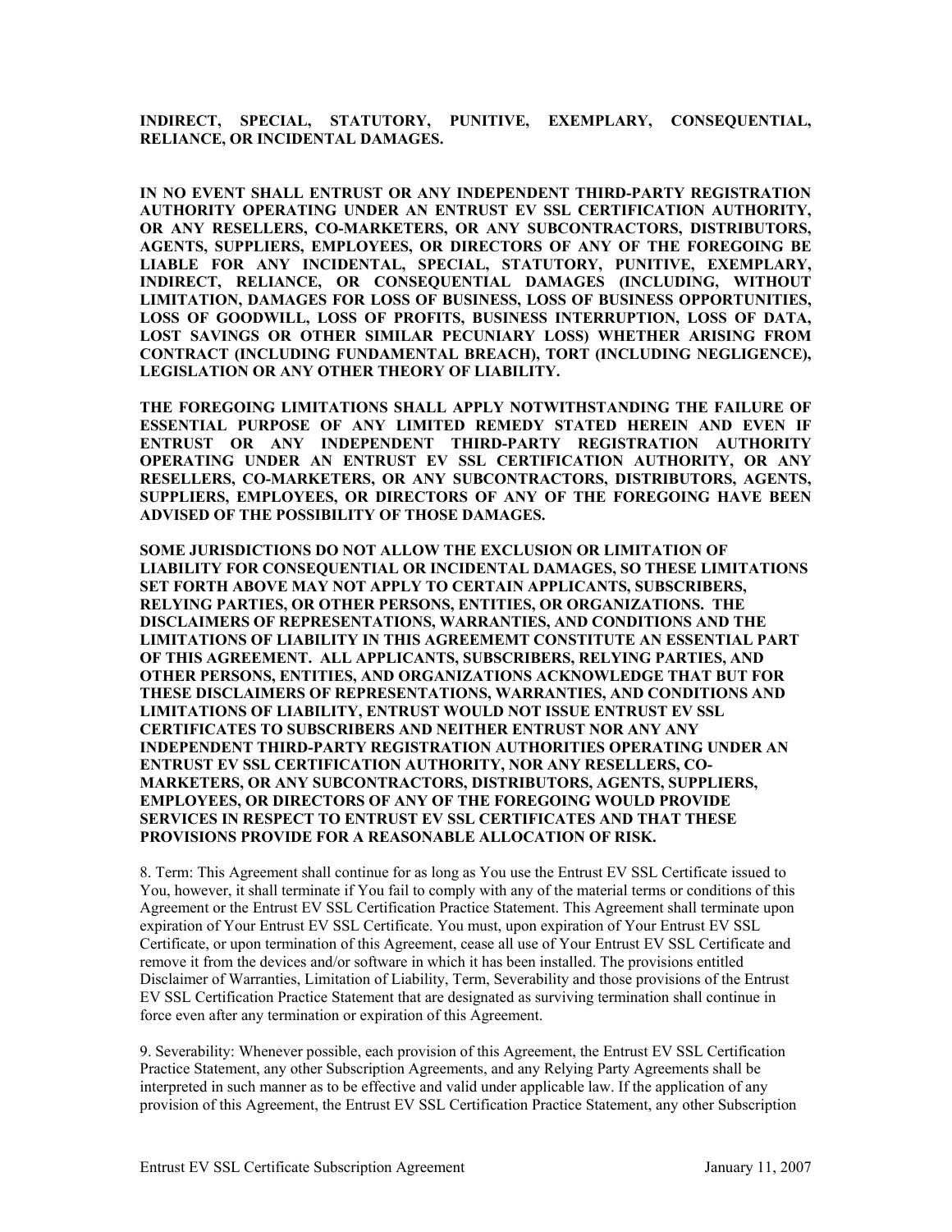**INDIRECT, SPECIAL, STATUTORY, PUNITIVE, EXEMPLARY, CONSEQUENTIAL, RELIANCE, OR INCIDENTAL DAMAGES.**

**IN NO EVENT SHALL ENTRUST OR ANY INDEPENDENT THIRD-PARTY REGISTRATION AUTHORITY OPERATING UNDER AN ENTRUST EV SSL CERTIFICATION AUTHORITY, OR ANY RESELLERS, CO-MARKETERS, OR ANY SUBCONTRACTORS, DISTRIBUTORS, AGENTS, SUPPLIERS, EMPLOYEES, OR DIRECTORS OF ANY OF THE FOREGOING BE LIABLE FOR ANY INCIDENTAL, SPECIAL, STATUTORY, PUNITIVE, EXEMPLARY, INDIRECT, RELIANCE, OR CONSEQUENTIAL DAMAGES (INCLUDING, WITHOUT LIMITATION, DAMAGES FOR LOSS OF BUSINESS, LOSS OF BUSINESS OPPORTUNITIES, LOSS OF GOODWILL, LOSS OF PROFITS, BUSINESS INTERRUPTION, LOSS OF DATA, LOST SAVINGS OR OTHER SIMILAR PECUNIARY LOSS) WHETHER ARISING FROM CONTRACT (INCLUDING FUNDAMENTAL BREACH), TORT (INCLUDING NEGLIGENCE), LEGISLATION OR ANY OTHER THEORY OF LIABILITY.**

**THE FOREGOING LIMITATIONS SHALL APPLY NOTWITHSTANDING THE FAILURE OF ESSENTIAL PURPOSE OF ANY LIMITED REMEDY STATED HEREIN AND EVEN IF ENTRUST OR ANY INDEPENDENT THIRD-PARTY REGISTRATION AUTHORITY OPERATING UNDER AN ENTRUST EV SSL CERTIFICATION AUTHORITY, OR ANY RESELLERS, CO-MARKETERS, OR ANY SUBCONTRACTORS, DISTRIBUTORS, AGENTS, SUPPLIERS, EMPLOYEES, OR DIRECTORS OF ANY OF THE FOREGOING HAVE BEEN ADVISED OF THE POSSIBILITY OF THOSE DAMAGES.**

**SOME JURISDICTIONS DO NOT ALLOW THE EXCLUSION OR LIMITATION OF LIABILITY FOR CONSEQUENTIAL OR INCIDENTAL DAMAGES, SO THESE LIMITATIONS SET FORTH ABOVE MAY NOT APPLY TO CERTAIN APPLICANTS, SUBSCRIBERS, RELYING PARTIES, OR OTHER PERSONS, ENTITIES, OR ORGANIZATIONS. THE DISCLAIMERS OF REPRESENTATIONS, WARRANTIES, AND CONDITIONS AND THE LIMITATIONS OF LIABILITY IN THIS AGREEMEMT CONSTITUTE AN ESSENTIAL PART OF THIS AGREEMENT. ALL APPLICANTS, SUBSCRIBERS, RELYING PARTIES, AND OTHER PERSONS, ENTITIES, AND ORGANIZATIONS ACKNOWLEDGE THAT BUT FOR THESE DISCLAIMERS OF REPRESENTATIONS, WARRANTIES, AND CONDITIONS AND LIMITATIONS OF LIABILITY, ENTRUST WOULD NOT ISSUE ENTRUST EV SSL CERTIFICATES TO SUBSCRIBERS AND NEITHER ENTRUST NOR ANY ANY INDEPENDENT THIRD-PARTY REGISTRATION AUTHORITIES OPERATING UNDER AN ENTRUST EV SSL CERTIFICATION AUTHORITY, NOR ANY RESELLERS, CO-MARKETERS, OR ANY SUBCONTRACTORS, DISTRIBUTORS, AGENTS, SUPPLIERS, EMPLOYEES, OR DIRECTORS OF ANY OF THE FOREGOING WOULD PROVIDE SERVICES IN RESPECT TO ENTRUST EV SSL CERTIFICATES AND THAT THESE PROVISIONS PROVIDE FOR A REASONABLE ALLOCATION OF RISK.**

8. Term: This Agreement shall continue for as long as You use the Entrust EV SSL Certificate issued to You, however, it shall terminate if You fail to comply with any of the material terms or conditions of this Agreement or the Entrust EV SSL Certification Practice Statement. This Agreement shall terminate upon expiration of Your Entrust EV SSL Certificate. You must, upon expiration of Your Entrust EV SSL Certificate, or upon termination of this Agreement, cease all use of Your Entrust EV SSL Certificate and remove it from the devices and/or software in which it has been installed. The provisions entitled Disclaimer of Warranties, Limitation of Liability, Term, Severability and those provisions of the Entrust EV SSL Certification Practice Statement that are designated as surviving termination shall continue in force even after any termination or expiration of this Agreement.

9. Severability: Whenever possible, each provision of this Agreement, the Entrust EV SSL Certification Practice Statement, any other Subscription Agreements, and any Relying Party Agreements shall be interpreted in such manner as to be effective and valid under applicable law. If the application of any provision of this Agreement, the Entrust EV SSL Certification Practice Statement, any other Subscription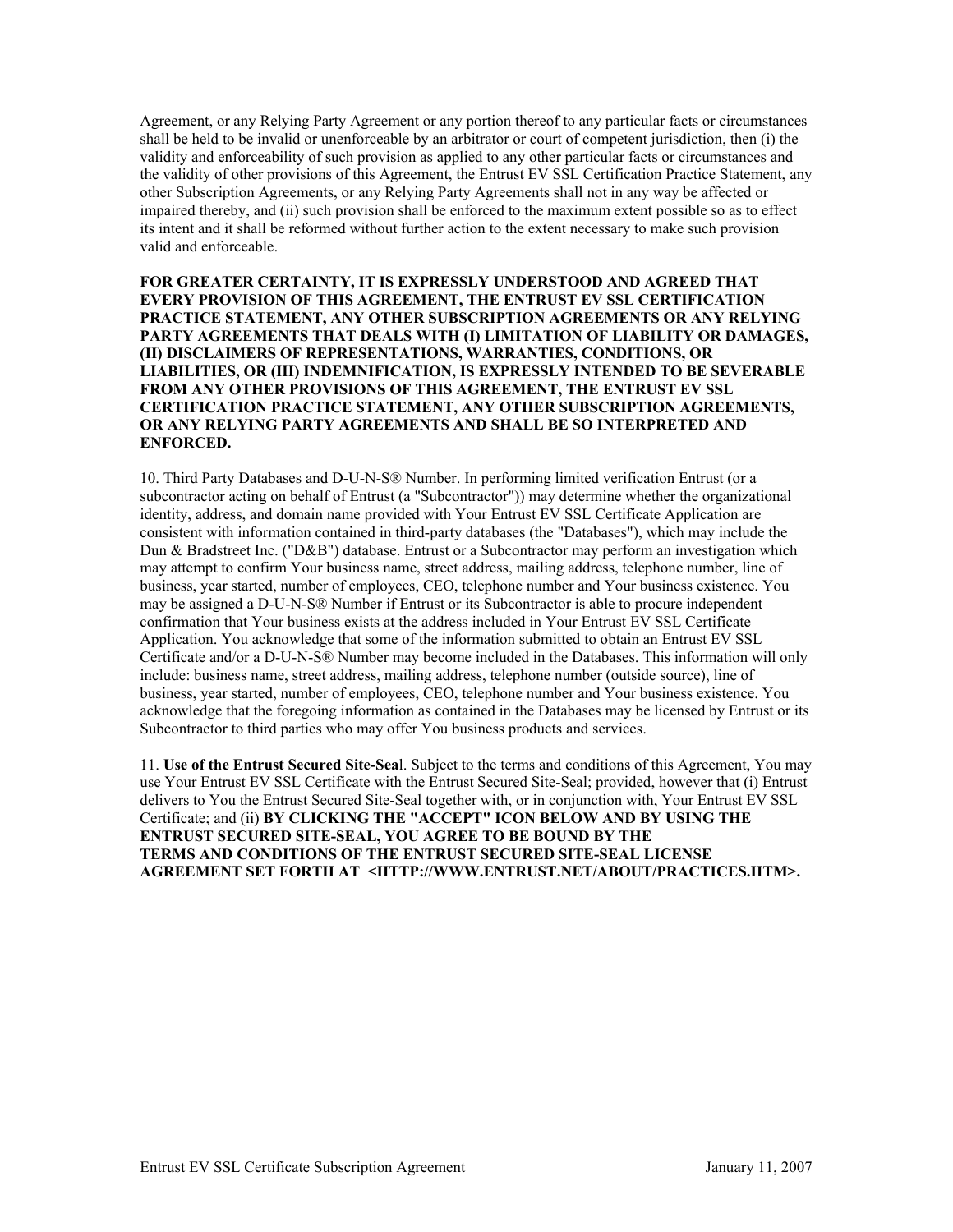Agreement, or any Relying Party Agreement or any portion thereof to any particular facts or circumstances shall be held to be invalid or unenforceable by an arbitrator or court of competent jurisdiction, then (i) the validity and enforceability of such provision as applied to any other particular facts or circumstances and the validity of other provisions of this Agreement, the Entrust EV SSL Certification Practice Statement, any other Subscription Agreements, or any Relying Party Agreements shall not in any way be affected or impaired thereby, and (ii) such provision shall be enforced to the maximum extent possible so as to effect its intent and it shall be reformed without further action to the extent necessary to make such provision valid and enforceable.

**FOR GREATER CERTAINTY, IT IS EXPRESSLY UNDERSTOOD AND AGREED THAT EVERY PROVISION OF THIS AGREEMENT, THE ENTRUST EV SSL CERTIFICATION PRACTICE STATEMENT, ANY OTHER SUBSCRIPTION AGREEMENTS OR ANY RELYING PARTY AGREEMENTS THAT DEALS WITH (I) LIMITATION OF LIABILITY OR DAMAGES, (II) DISCLAIMERS OF REPRESENTATIONS, WARRANTIES, CONDITIONS, OR LIABILITIES, OR (III) INDEMNIFICATION, IS EXPRESSLY INTENDED TO BE SEVERABLE FROM ANY OTHER PROVISIONS OF THIS AGREEMENT, THE ENTRUST EV SSL CERTIFICATION PRACTICE STATEMENT, ANY OTHER SUBSCRIPTION AGREEMENTS, OR ANY RELYING PARTY AGREEMENTS AND SHALL BE SO INTERPRETED AND ENFORCED.**

10. Third Party Databases and D-U-N-S® Number. In performing limited verification Entrust (or a subcontractor acting on behalf of Entrust (a "Subcontractor")) may determine whether the organizational identity, address, and domain name provided with Your Entrust EV SSL Certificate Application are consistent with information contained in third-party databases (the "Databases"), which may include the Dun & Bradstreet Inc. ("D&B") database. Entrust or a Subcontractor may perform an investigation which may attempt to confirm Your business name, street address, mailing address, telephone number, line of business, year started, number of employees, CEO, telephone number and Your business existence. You may be assigned a D-U-N-S® Number if Entrust or its Subcontractor is able to procure independent confirmation that Your business exists at the address included in Your Entrust EV SSL Certificate Application. You acknowledge that some of the information submitted to obtain an Entrust EV SSL Certificate and/or a D-U-N-S® Number may become included in the Databases. This information will only include: business name, street address, mailing address, telephone number (outside source), line of business, year started, number of employees, CEO, telephone number and Your business existence. You acknowledge that the foregoing information as contained in the Databases may be licensed by Entrust or its Subcontractor to third parties who may offer You business products and services.

11. **Use of the Entrust Secured Site-Sea**l. Subject to the terms and conditions of this Agreement, You may use Your Entrust EV SSL Certificate with the Entrust Secured Site-Seal; provided, however that (i) Entrust delivers to You the Entrust Secured Site-Seal together with, or in conjunction with, Your Entrust EV SSL Certificate; and (ii) **BY CLICKING THE "ACCEPT" ICON BELOW AND BY USING THE ENTRUST SECURED SITE-SEAL, YOU AGREE TO BE BOUND BY THE TERMS AND CONDITIONS OF THE ENTRUST SECURED SITE-SEAL LICENSE AGREEMENT SET FORTH AT <HTTP://WWW.ENTRUST.NET/ABOUT/PRACTICES.HTM>.**